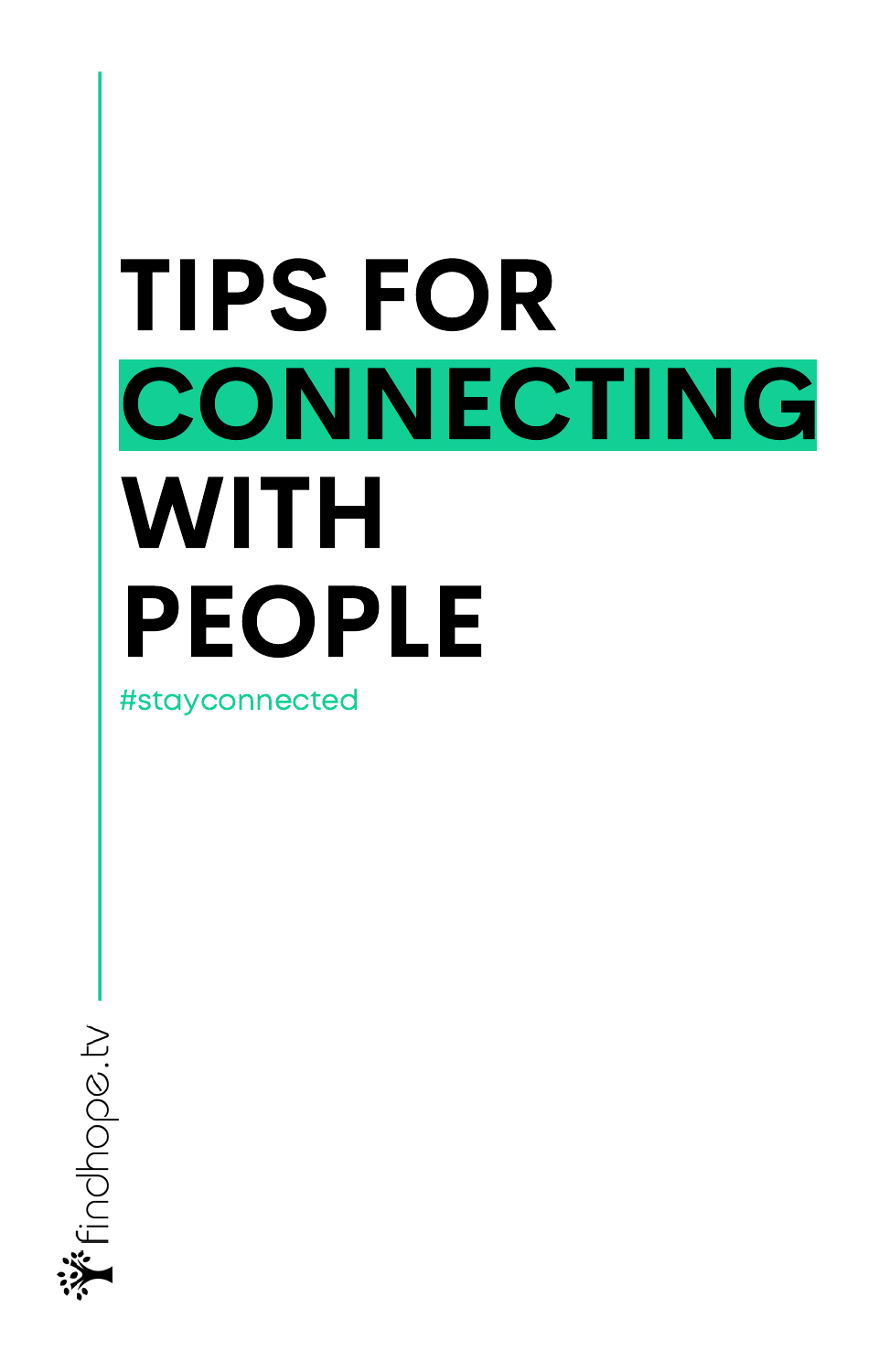# TIPS FOR CONNECTING WITH PEOPLE

#stayconnected

findhope.tv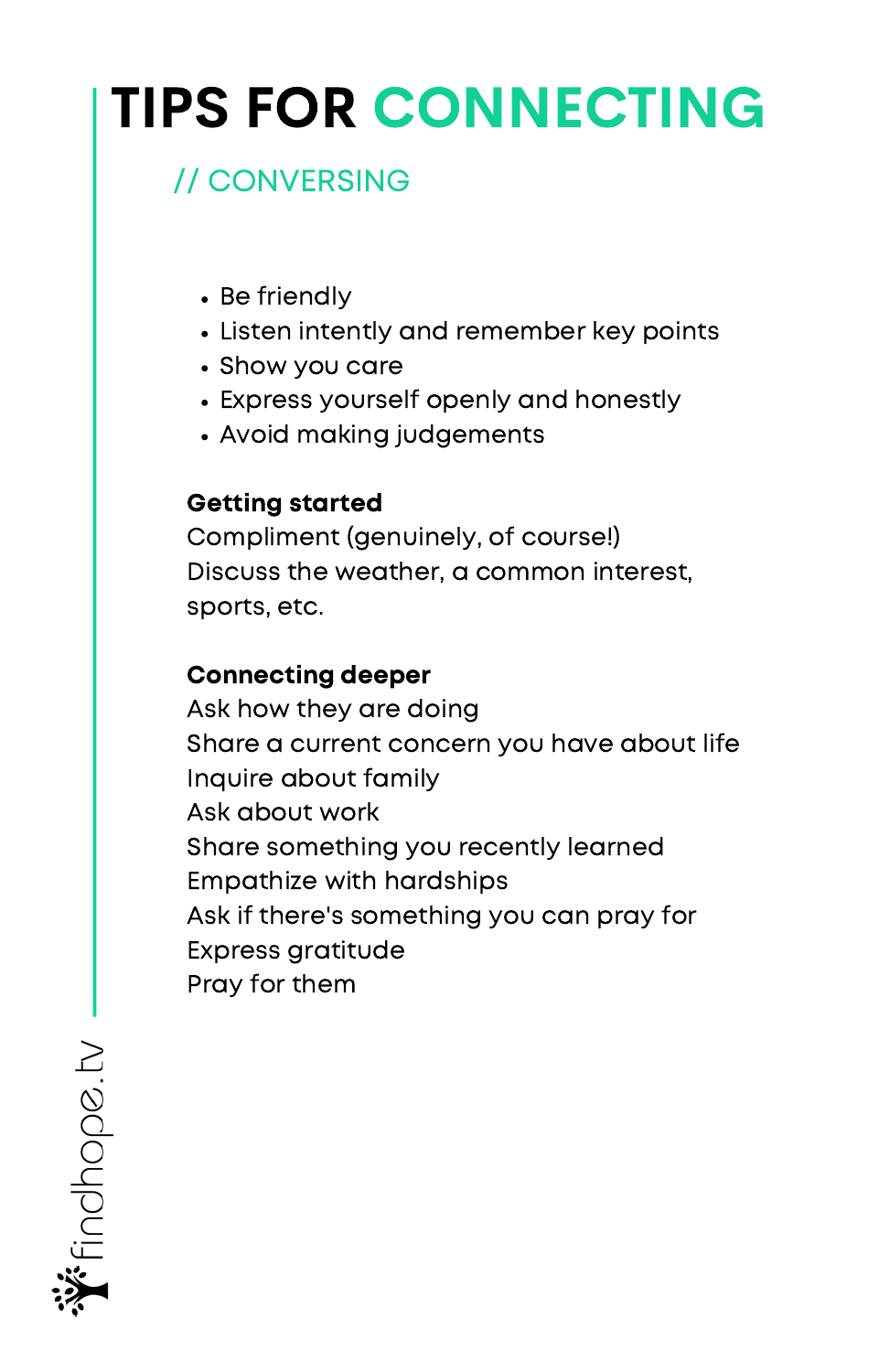# TIPS FOR CONNECTING

## // CONVERSING

- Be friendly
- Listen intently and remember key points
- Show you care
- Express yourself openly and honestly
- Avoid making judgements

**Getting started**
Compliment (genuinely, of course!)
Discuss the weather, a common interest, sports, etc.

**Connecting deeper**
Ask how they are doing
Share a current concern you have about life
Inquire about family
Ask about work
Share something you recently learned
Empathize with hardships
Ask if there's something you can pray for
Express gratitude
Pray for them

findhope.tv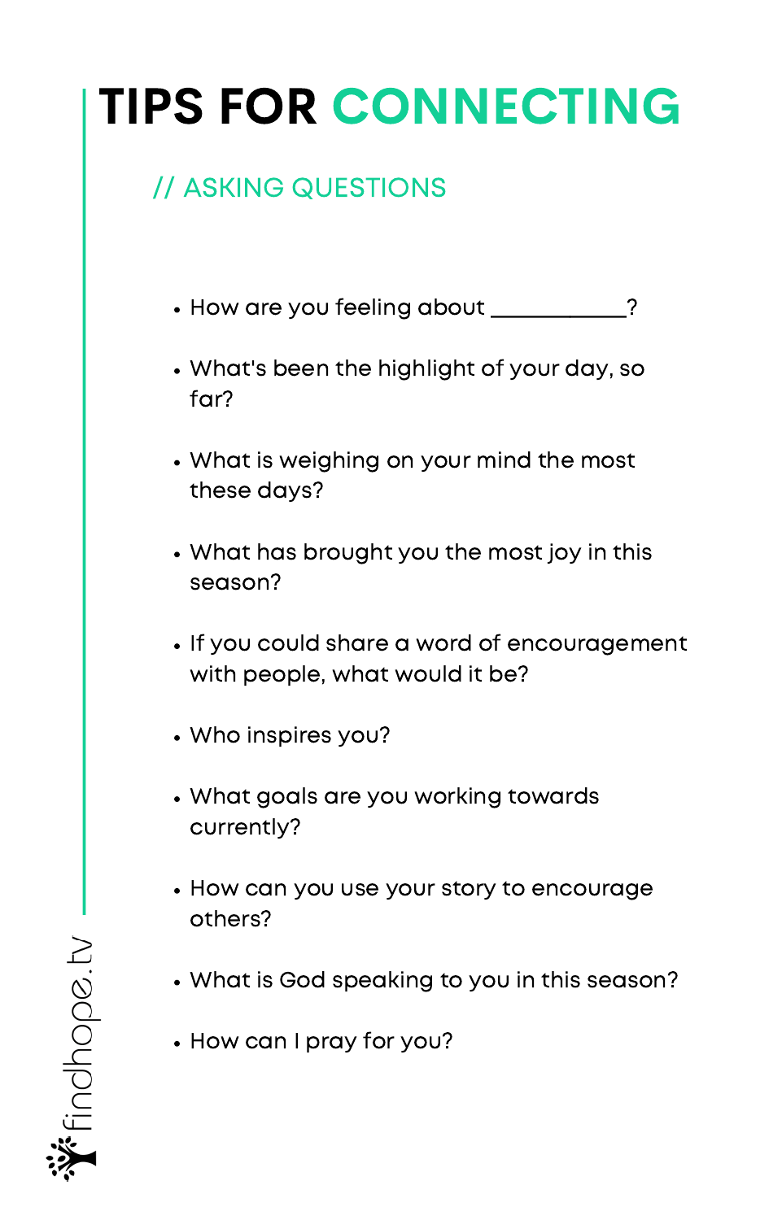# TIPS FOR CONNECTING

## // ASKING QUESTIONS

- How are you feeling about ___________?
- What's been the highlight of your day, so far?
- What is weighing on your mind the most these days?
- What has brought you the most joy in this season?
- If you could share a word of encouragement with people, what would it be?
- Who inspires you?
- What goals are you working towards currently?
- How can you use your story to encourage others?
- What is God speaking to you in this season?
- How can I pray for you?

findhope.tv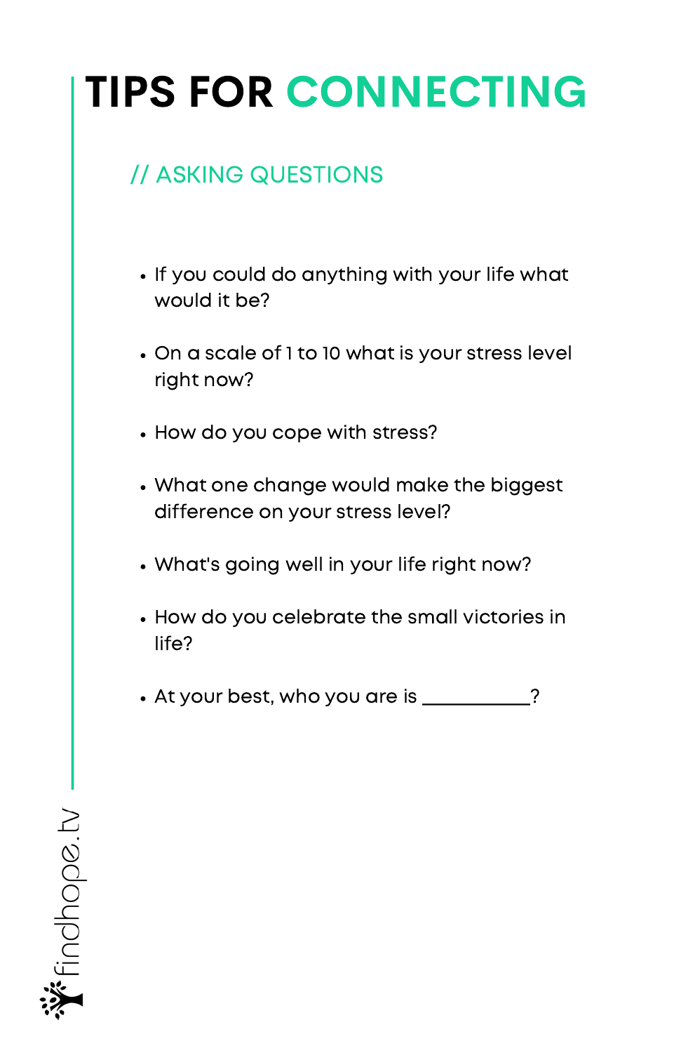# TIPS FOR CONNECTING

## // ASKING QUESTIONS

- If you could do anything with your life what would it be?
- On a scale of 1 to 10 what is your stress level right now?
- How do you cope with stress?
- What one change would make the biggest difference on your stress level?
- What's going well in your life right now?
- How do you celebrate the small victories in life?
- At your best, who you are is ___________?

findhope.tv